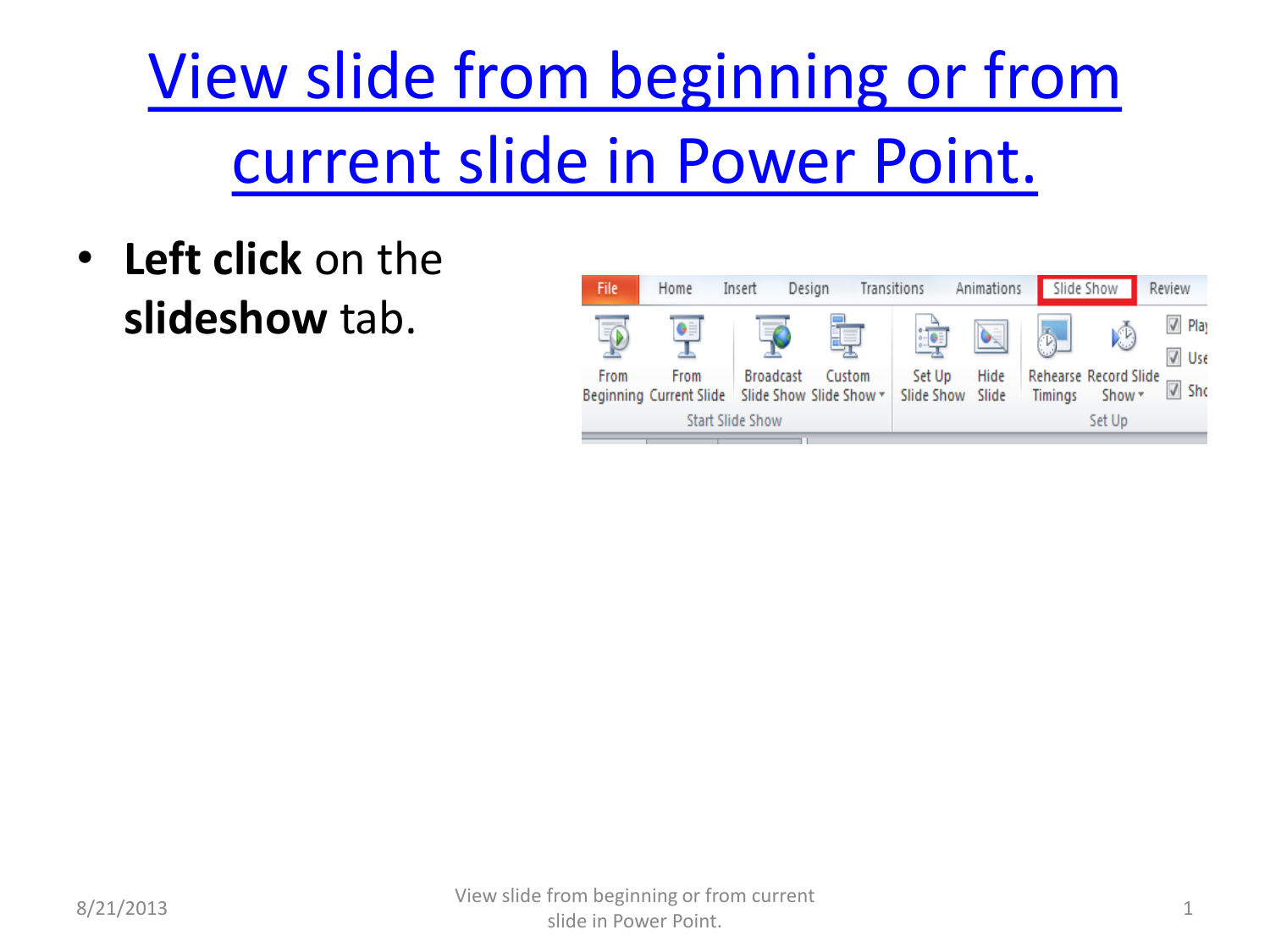# View slide from beginning or from current slide in Power Point.

- **Left click** on the **slideshow** tab.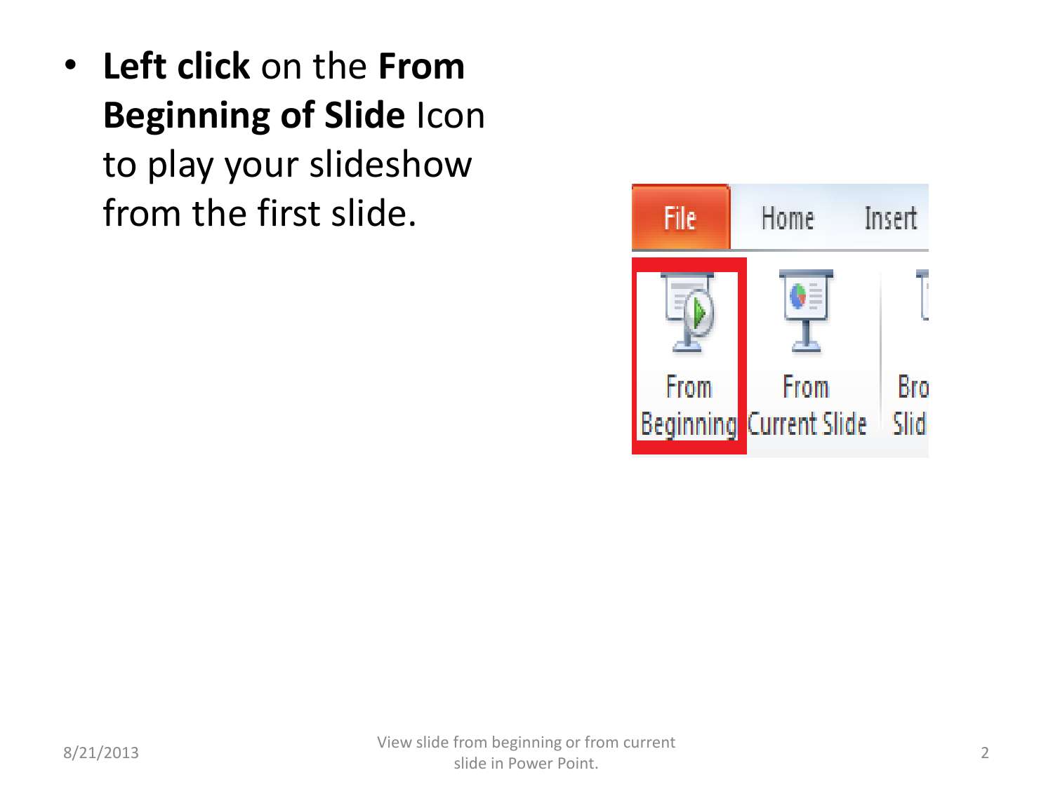- **Left click** on the **From Beginning of Slide** Icon to play your slideshow from the first slide.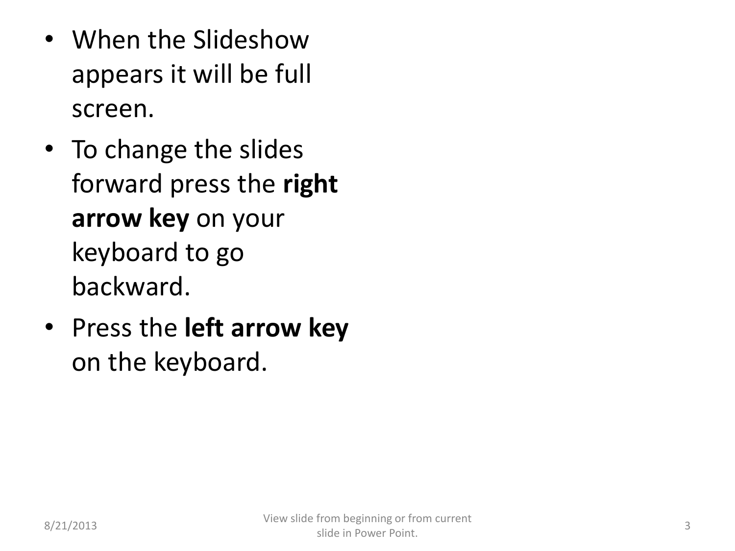- When the Slideshow appears it will be full screen.
- To change the slides forward press the **right arrow key** on your keyboard to go backward.
- Press the **left arrow key** on the keyboard.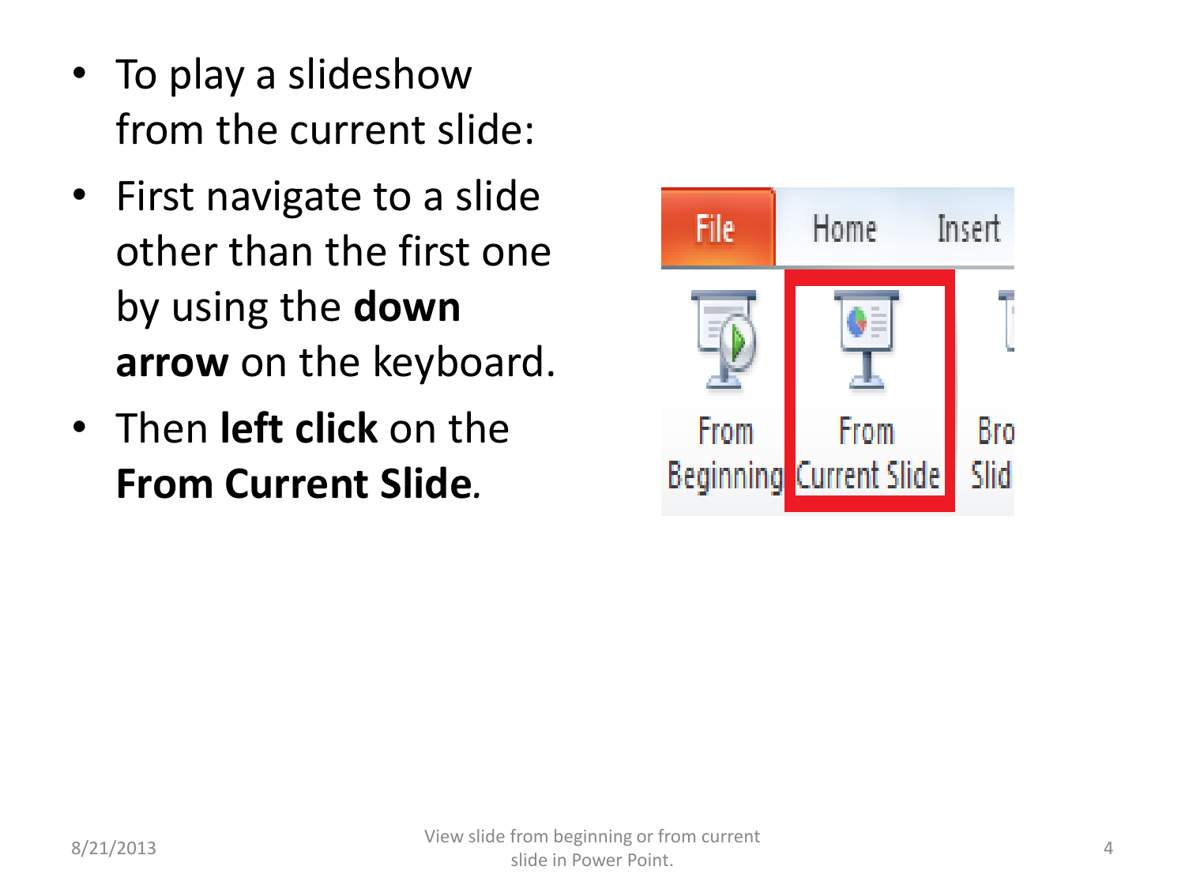- To play a slideshow from the current slide:
- First navigate to a slide other than the first one by using the **down arrow** on the keyboard.
- Then **left click** on the **From Current Slide**.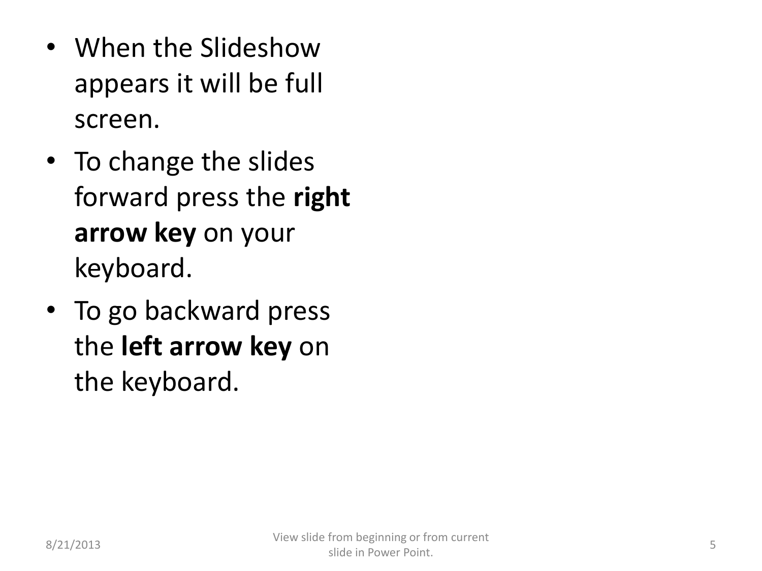- When the Slideshow appears it will be full screen.
- To change the slides forward press the **right arrow key** on your keyboard.
- To go backward press the **left arrow key** on the keyboard.